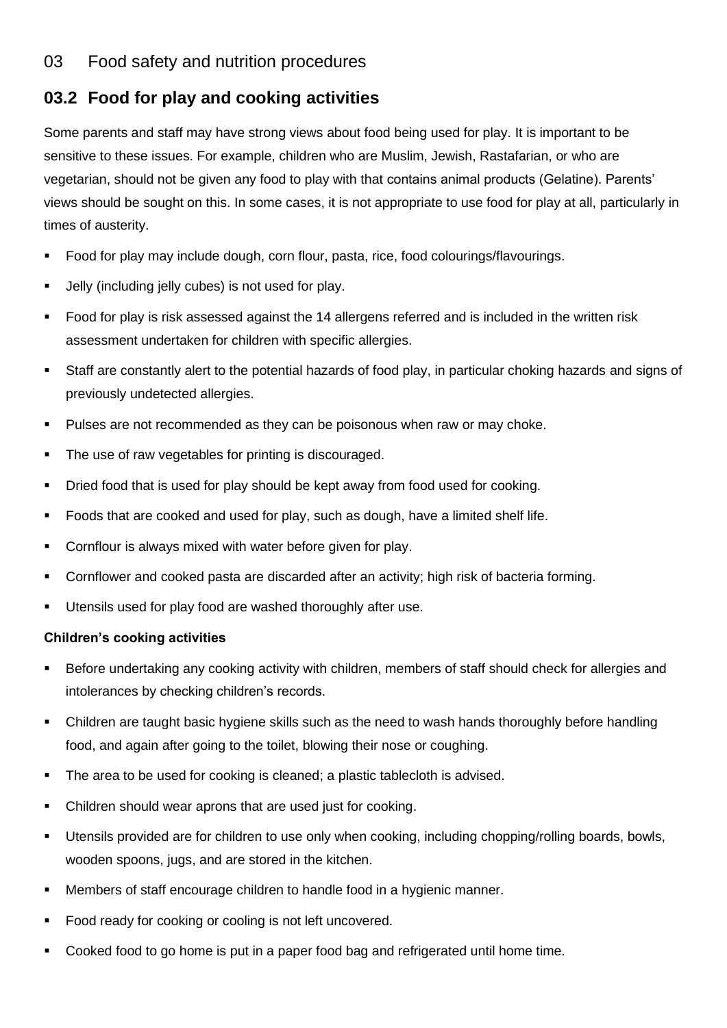03 Food safety and nutrition procedures

## 03.2 Food for play and cooking activities

Some parents and staff may have strong views about food being used for play. It is important to be sensitive to these issues. For example, children who are Muslim, Jewish, Rastafarian, or who are vegetarian, should not be given any food to play with that contains animal products (Gelatine). Parents' views should be sought on this. In some cases, it is not appropriate to use food for play at all, particularly in times of austerity.

- Food for play may include dough, corn flour, pasta, rice, food colourings/flavourings.
- Jelly (including jelly cubes) is not used for play.
- Food for play is risk assessed against the 14 allergens referred and is included in the written risk assessment undertaken for children with specific allergies.
- Staff are constantly alert to the potential hazards of food play, in particular choking hazards and signs of previously undetected allergies.
- Pulses are not recommended as they can be poisonous when raw or may choke.
- The use of raw vegetables for printing is discouraged.
- Dried food that is used for play should be kept away from food used for cooking.
- Foods that are cooked and used for play, such as dough, have a limited shelf life.
- Cornflour is always mixed with water before given for play.
- Cornflower and cooked pasta are discarded after an activity; high risk of bacteria forming.
- Utensils used for play food are washed thoroughly after use.

**Children's cooking activities**

- Before undertaking any cooking activity with children, members of staff should check for allergies and intolerances by checking children's records.
- Children are taught basic hygiene skills such as the need to wash hands thoroughly before handling food, and again after going to the toilet, blowing their nose or coughing.
- The area to be used for cooking is cleaned; a plastic tablecloth is advised.
- Children should wear aprons that are used just for cooking.
- Utensils provided are for children to use only when cooking, including chopping/rolling boards, bowls, wooden spoons, jugs, and are stored in the kitchen.
- Members of staff encourage children to handle food in a hygienic manner.
- Food ready for cooking or cooling is not left uncovered.
- Cooked food to go home is put in a paper food bag and refrigerated until home time.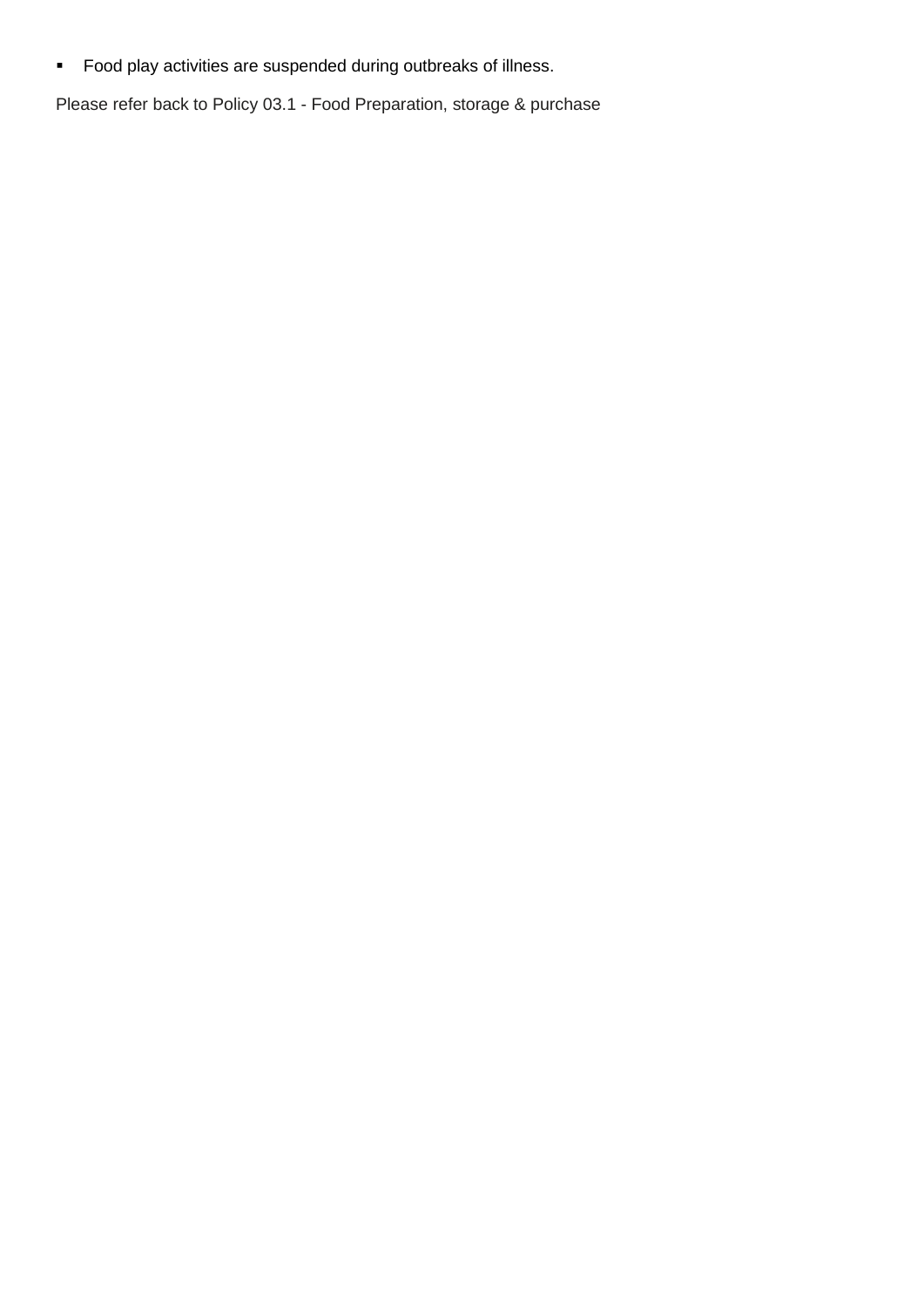- Food play activities are suspended during outbreaks of illness.

Please refer back to Policy 03.1 - Food Preparation, storage & purchase